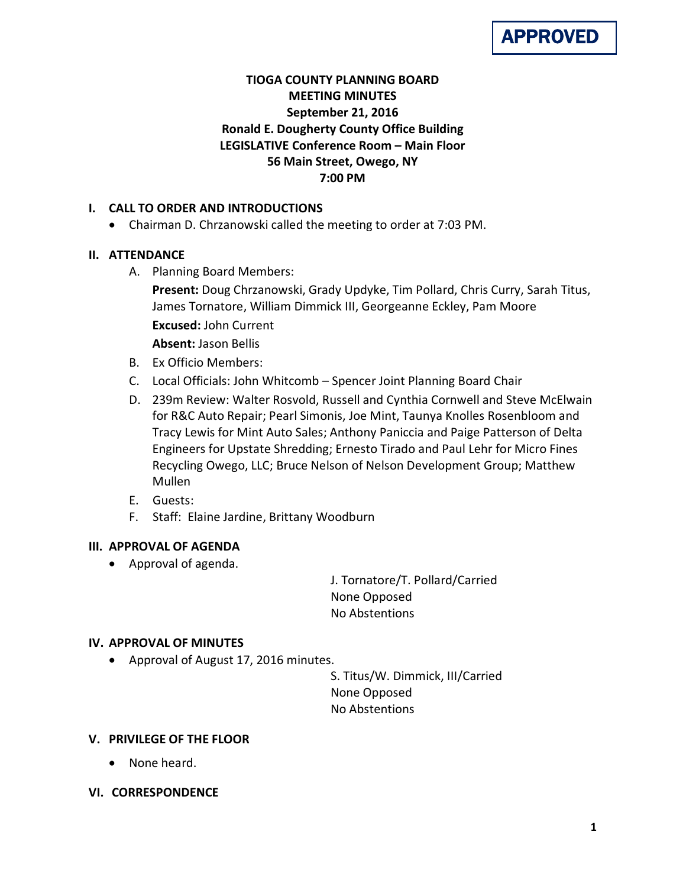**APPROVED**

# TIOGA COUNTY PLANNING BOARD
## MEETING MINUTES
### September 21, 2016
### Ronald E. Dougherty County Office Building
### LEGISLATIVE Conference Room – Main Floor
### 56 Main Street, Owego, NY
### 7:00 PM

## I. CALL TO ORDER AND INTRODUCTIONS

- Chairman D. Chrzanowski called the meeting to order at 7:03 PM.

## II. ATTENDANCE

A. Planning Board Members:

**Present:** Doug Chrzanowski, Grady Updyke, Tim Pollard, Chris Curry, Sarah Titus, James Tornatore, William Dimmick III, Georgeanne Eckley, Pam Moore

**Excused:** John Current

**Absent:** Jason Bellis

B. Ex Officio Members:

C. Local Officials: John Whitcomb – Spencer Joint Planning Board Chair

D. 239m Review: Walter Rosvold, Russell and Cynthia Cornwell and Steve McElwain for R&C Auto Repair; Pearl Simonis, Joe Mint, Taunya Knolles Rosenbloom and Tracy Lewis for Mint Auto Sales; Anthony Paniccia and Paige Patterson of Delta Engineers for Upstate Shredding; Ernesto Tirado and Paul Lehr for Micro Fines Recycling Owego, LLC; Bruce Nelson of Nelson Development Group; Matthew Mullen

E. Guests:

F. Staff: Elaine Jardine, Brittany Woodburn

## III. APPROVAL OF AGENDA

- Approval of agenda.

J. Tornatore/T. Pollard/Carried
None Opposed
No Abstentions

## IV. APPROVAL OF MINUTES

- Approval of August 17, 2016 minutes.

S. Titus/W. Dimmick, III/Carried
None Opposed
No Abstentions

## V. PRIVILEGE OF THE FLOOR

- None heard.

## VI. CORRESPONDENCE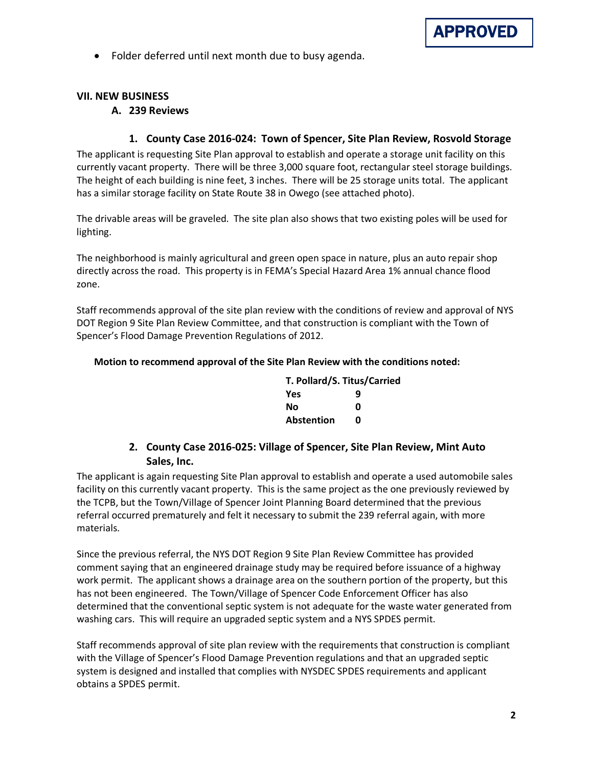**APPROVED**

- Folder deferred until next month due to busy agenda.

## VII. NEW BUSINESS

### A. 239 Reviews

#### 1. County Case 2016-024: Town of Spencer, Site Plan Review, Rosvold Storage

The applicant is requesting Site Plan approval to establish and operate a storage unit facility on this currently vacant property. There will be three 3,000 square foot, rectangular steel storage buildings. The height of each building is nine feet, 3 inches. There will be 25 storage units total. The applicant has a similar storage facility on State Route 38 in Owego (see attached photo).

The drivable areas will be graveled. The site plan also shows that two existing poles will be used for lighting.

The neighborhood is mainly agricultural and green open space in nature, plus an auto repair shop directly across the road. This property is in FEMA's Special Hazard Area 1% annual chance flood zone.

Staff recommends approval of the site plan review with the conditions of review and approval of NYS DOT Region 9 Site Plan Review Committee, and that construction is compliant with the Town of Spencer's Flood Damage Prevention Regulations of 2012.

**Motion to recommend approval of the Site Plan Review with the conditions noted:**

| T. Pollard/S. Titus/Carried | |
|---|---|
| **Yes** | **9** |
| **No** | **0** |
| **Abstention** | **0** |

#### 2. County Case 2016-025: Village of Spencer, Site Plan Review, Mint Auto Sales, Inc.

The applicant is again requesting Site Plan approval to establish and operate a used automobile sales facility on this currently vacant property. This is the same project as the one previously reviewed by the TCPB, but the Town/Village of Spencer Joint Planning Board determined that the previous referral occurred prematurely and felt it necessary to submit the 239 referral again, with more materials.

Since the previous referral, the NYS DOT Region 9 Site Plan Review Committee has provided comment saying that an engineered drainage study may be required before issuance of a highway work permit. The applicant shows a drainage area on the southern portion of the property, but this has not been engineered. The Town/Village of Spencer Code Enforcement Officer has also determined that the conventional septic system is not adequate for the waste water generated from washing cars. This will require an upgraded septic system and a NYS SPDES permit.

Staff recommends approval of site plan review with the requirements that construction is compliant with the Village of Spencer's Flood Damage Prevention regulations and that an upgraded septic system is designed and installed that complies with NYSDEC SPDES requirements and applicant obtains a SPDES permit.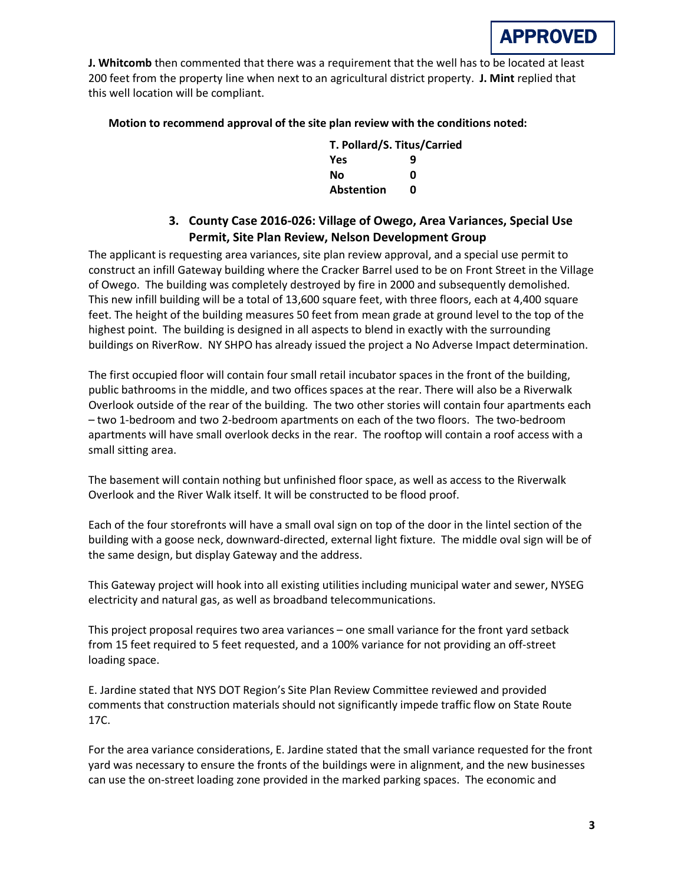**APPROVED**

**J. Whitcomb** then commented that there was a requirement that the well has to be located at least 200 feet from the property line when next to an agricultural district property. **J. Mint** replied that this well location will be compliant.

**Motion to recommend approval of the site plan review with the conditions noted:**

| **T. Pollard/S. Titus/Carried** | |
|---|---|
| **Yes** | **9** |
| **No** | **0** |
| **Abstention** | **0** |

### 3. County Case 2016-026: Village of Owego, Area Variances, Special Use Permit, Site Plan Review, Nelson Development Group

The applicant is requesting area variances, site plan review approval, and a special use permit to construct an infill Gateway building where the Cracker Barrel used to be on Front Street in the Village of Owego. The building was completely destroyed by fire in 2000 and subsequently demolished. This new infill building will be a total of 13,600 square feet, with three floors, each at 4,400 square feet. The height of the building measures 50 feet from mean grade at ground level to the top of the highest point. The building is designed in all aspects to blend in exactly with the surrounding buildings on RiverRow. NY SHPO has already issued the project a No Adverse Impact determination.

The first occupied floor will contain four small retail incubator spaces in the front of the building, public bathrooms in the middle, and two offices spaces at the rear. There will also be a Riverwalk Overlook outside of the rear of the building. The two other stories will contain four apartments each – two 1-bedroom and two 2-bedroom apartments on each of the two floors. The two-bedroom apartments will have small overlook decks in the rear. The rooftop will contain a roof access with a small sitting area.

The basement will contain nothing but unfinished floor space, as well as access to the Riverwalk Overlook and the River Walk itself. It will be constructed to be flood proof.

Each of the four storefronts will have a small oval sign on top of the door in the lintel section of the building with a goose neck, downward-directed, external light fixture. The middle oval sign will be of the same design, but display Gateway and the address.

This Gateway project will hook into all existing utilities including municipal water and sewer, NYSEG electricity and natural gas, as well as broadband telecommunications.

This project proposal requires two area variances – one small variance for the front yard setback from 15 feet required to 5 feet requested, and a 100% variance for not providing an off-street loading space.

E. Jardine stated that NYS DOT Region's Site Plan Review Committee reviewed and provided comments that construction materials should not significantly impede traffic flow on State Route 17C.

For the area variance considerations, E. Jardine stated that the small variance requested for the front yard was necessary to ensure the fronts of the buildings were in alignment, and the new businesses can use the on-street loading zone provided in the marked parking spaces. The economic and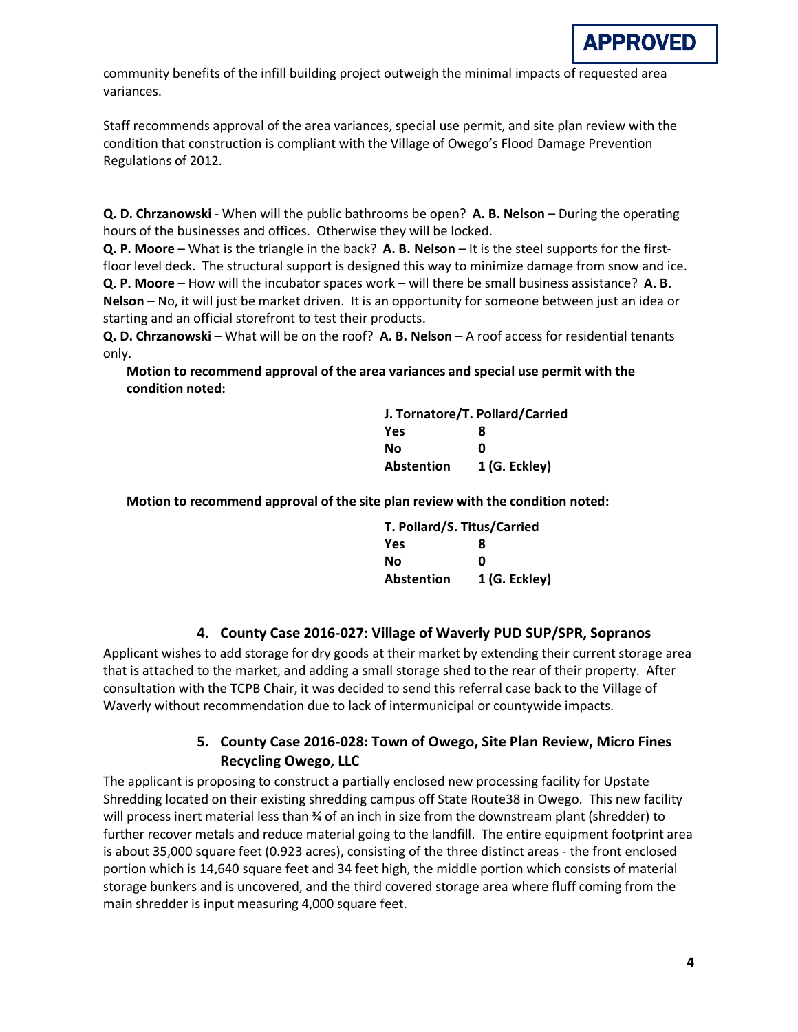APPROVED

community benefits of the infill building project outweigh the minimal impacts of requested area variances.

Staff recommends approval of the area variances, special use permit, and site plan review with the condition that construction is compliant with the Village of Owego's Flood Damage Prevention Regulations of 2012.

**Q. D. Chrzanowski** - When will the public bathrooms be open? **A. B. Nelson** – During the operating hours of the businesses and offices. Otherwise they will be locked.
**Q. P. Moore** – What is the triangle in the back? **A. B. Nelson** – It is the steel supports for the first-floor level deck. The structural support is designed this way to minimize damage from snow and ice.
**Q. P. Moore** – How will the incubator spaces work – will there be small business assistance? **A. B. Nelson** – No, it will just be market driven. It is an opportunity for someone between just an idea or starting and an official storefront to test their products.
**Q. D. Chrzanowski** – What will be on the roof? **A. B. Nelson** – A roof access for residential tenants only.

**Motion to recommend approval of the area variances and special use permit with the condition noted:**

| J. Tornatore/T. Pollard/Carried | |
|---|---|
| Yes | 8 |
| No | 0 |
| Abstention | 1 (G. Eckley) |

**Motion to recommend approval of the site plan review with the condition noted:**

| T. Pollard/S. Titus/Carried | |
|---|---|
| Yes | 8 |
| No | 0 |
| Abstention | 1 (G. Eckley) |

### 4. County Case 2016-027: Village of Waverly PUD SUP/SPR, Sopranos

Applicant wishes to add storage for dry goods at their market by extending their current storage area that is attached to the market, and adding a small storage shed to the rear of their property. After consultation with the TCPB Chair, it was decided to send this referral case back to the Village of Waverly without recommendation due to lack of intermunicipal or countywide impacts.

### 5. County Case 2016-028: Town of Owego, Site Plan Review, Micro Fines Recycling Owego, LLC

The applicant is proposing to construct a partially enclosed new processing facility for Upstate Shredding located on their existing shredding campus off State Route38 in Owego. This new facility will process inert material less than ¾ of an inch in size from the downstream plant (shredder) to further recover metals and reduce material going to the landfill. The entire equipment footprint area is about 35,000 square feet (0.923 acres), consisting of the three distinct areas - the front enclosed portion which is 14,640 square feet and 34 feet high, the middle portion which consists of material storage bunkers and is uncovered, and the third covered storage area where fluff coming from the main shredder is input measuring 4,000 square feet.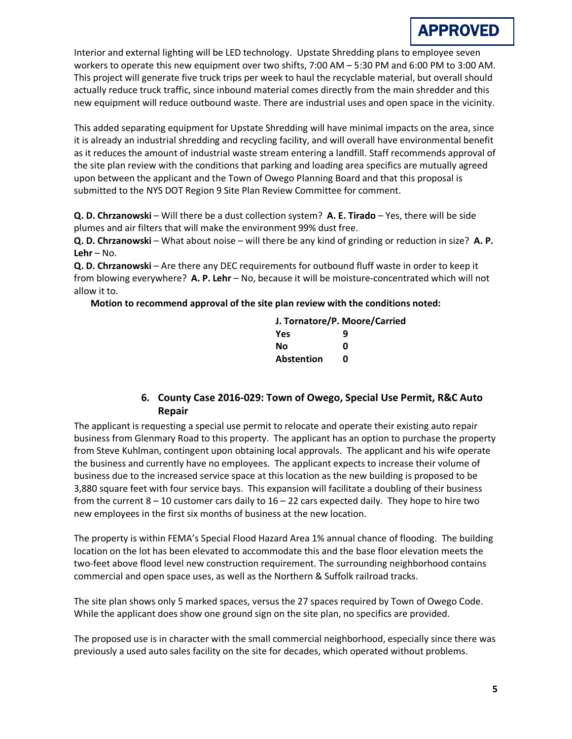**APPROVED**

Interior and external lighting will be LED technology. Upstate Shredding plans to employee seven workers to operate this new equipment over two shifts, 7:00 AM – 5:30 PM and 6:00 PM to 3:00 AM. This project will generate five truck trips per week to haul the recyclable material, but overall should actually reduce truck traffic, since inbound material comes directly from the main shredder and this new equipment will reduce outbound waste. There are industrial uses and open space in the vicinity.

This added separating equipment for Upstate Shredding will have minimal impacts on the area, since it is already an industrial shredding and recycling facility, and will overall have environmental benefit as it reduces the amount of industrial waste stream entering a landfill. Staff recommends approval of the site plan review with the conditions that parking and loading area specifics are mutually agreed upon between the applicant and the Town of Owego Planning Board and that this proposal is submitted to the NYS DOT Region 9 Site Plan Review Committee for comment.

**Q. D. Chrzanowski** – Will there be a dust collection system? **A. E. Tirado** – Yes, there will be side plumes and air filters that will make the environment 99% dust free.
**Q. D. Chrzanowski** – What about noise – will there be any kind of grinding or reduction in size? **A. P. Lehr** – No.
**Q. D. Chrzanowski** – Are there any DEC requirements for outbound fluff waste in order to keep it from blowing everywhere? **A. P. Lehr** – No, because it will be moisture-concentrated which will not allow it to.

**Motion to recommend approval of the site plan review with the conditions noted:**

**J. Tornatore/P. Moore/Carried**

| | |
|---|---|
| **Yes** | **9** |
| **No** | **0** |
| **Abstention** | **0** |

### 6. County Case 2016-029: Town of Owego, Special Use Permit, R&C Auto Repair

The applicant is requesting a special use permit to relocate and operate their existing auto repair business from Glenmary Road to this property. The applicant has an option to purchase the property from Steve Kuhlman, contingent upon obtaining local approvals. The applicant and his wife operate the business and currently have no employees. The applicant expects to increase their volume of business due to the increased service space at this location as the new building is proposed to be 3,880 square feet with four service bays. This expansion will facilitate a doubling of their business from the current 8 – 10 customer cars daily to 16 – 22 cars expected daily. They hope to hire two new employees in the first six months of business at the new location.

The property is within FEMA's Special Flood Hazard Area 1% annual chance of flooding. The building location on the lot has been elevated to accommodate this and the base floor elevation meets the two-feet above flood level new construction requirement. The surrounding neighborhood contains commercial and open space uses, as well as the Northern & Suffolk railroad tracks.

The site plan shows only 5 marked spaces, versus the 27 spaces required by Town of Owego Code. While the applicant does show one ground sign on the site plan, no specifics are provided.

The proposed use is in character with the small commercial neighborhood, especially since there was previously a used auto sales facility on the site for decades, which operated without problems.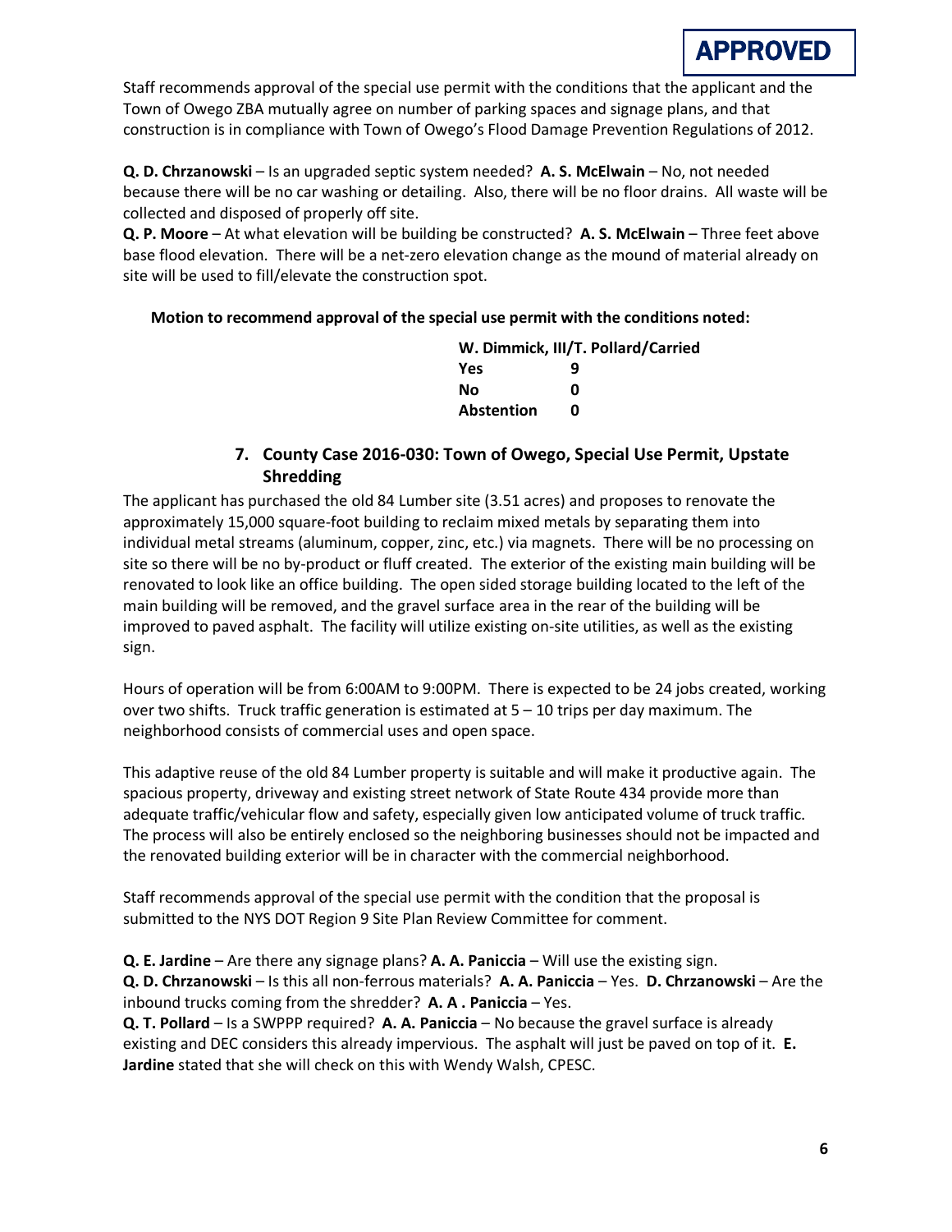**APPROVED**

Staff recommends approval of the special use permit with the conditions that the applicant and the Town of Owego ZBA mutually agree on number of parking spaces and signage plans, and that construction is in compliance with Town of Owego's Flood Damage Prevention Regulations of 2012.

**Q. D. Chrzanowski** – Is an upgraded septic system needed? **A. S. McElwain** – No, not needed because there will be no car washing or detailing. Also, there will be no floor drains. All waste will be collected and disposed of properly off site.

**Q. P. Moore** – At what elevation will be building be constructed? **A. S. McElwain** – Three feet above base flood elevation. There will be a net-zero elevation change as the mound of material already on site will be used to fill/elevate the construction spot.

**Motion to recommend approval of the special use permit with the conditions noted:**

**W. Dimmick, III/T. Pollard/Carried**

| | |
|---|---|
| **Yes** | **9** |
| **No** | **0** |
| **Abstention** | **0** |

### 7. County Case 2016-030: Town of Owego, Special Use Permit, Upstate Shredding

The applicant has purchased the old 84 Lumber site (3.51 acres) and proposes to renovate the approximately 15,000 square-foot building to reclaim mixed metals by separating them into individual metal streams (aluminum, copper, zinc, etc.) via magnets. There will be no processing on site so there will be no by-product or fluff created. The exterior of the existing main building will be renovated to look like an office building. The open sided storage building located to the left of the main building will be removed, and the gravel surface area in the rear of the building will be improved to paved asphalt. The facility will utilize existing on-site utilities, as well as the existing sign.

Hours of operation will be from 6:00AM to 9:00PM. There is expected to be 24 jobs created, working over two shifts. Truck traffic generation is estimated at 5 – 10 trips per day maximum. The neighborhood consists of commercial uses and open space.

This adaptive reuse of the old 84 Lumber property is suitable and will make it productive again. The spacious property, driveway and existing street network of State Route 434 provide more than adequate traffic/vehicular flow and safety, especially given low anticipated volume of truck traffic. The process will also be entirely enclosed so the neighboring businesses should not be impacted and the renovated building exterior will be in character with the commercial neighborhood.

Staff recommends approval of the special use permit with the condition that the proposal is submitted to the NYS DOT Region 9 Site Plan Review Committee for comment.

**Q. E. Jardine** – Are there any signage plans? **A. A. Paniccia** – Will use the existing sign.

**Q. D. Chrzanowski** – Is this all non-ferrous materials? **A. A. Paniccia** – Yes. **D. Chrzanowski** – Are the inbound trucks coming from the shredder? **A. A . Paniccia** – Yes.

**Q. T. Pollard** – Is a SWPPP required? **A. A. Paniccia** – No because the gravel surface is already existing and DEC considers this already impervious. The asphalt will just be paved on top of it. **E. Jardine** stated that she will check on this with Wendy Walsh, CPESC.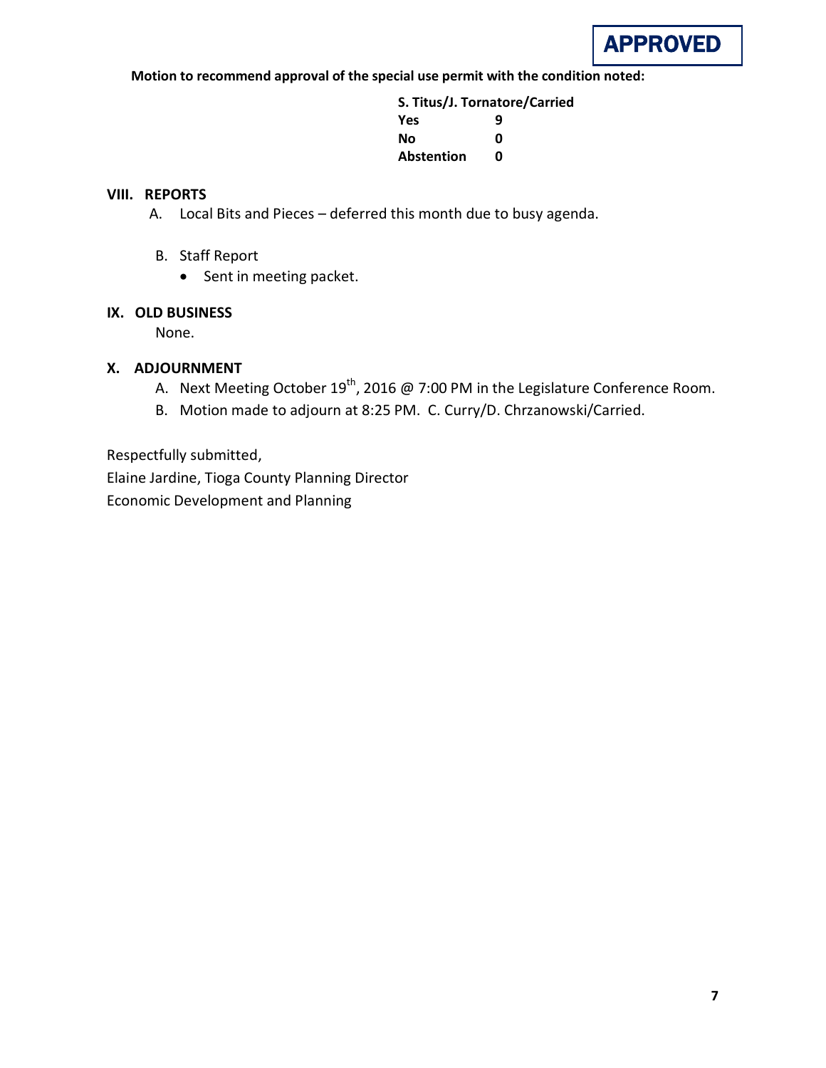**APPROVED**

**Motion to recommend approval of the special use permit with the condition noted:**

**S. Titus/J. Tornatore/Carried**

| | |
|---|---|
| **Yes** | **9** |
| **No** | **0** |
| **Abstention** | **0** |

## VIII. REPORTS

A. Local Bits and Pieces – deferred this month due to busy agenda.

B. Staff Report
- Sent in meeting packet.

## IX. OLD BUSINESS

None.

## X. ADJOURNMENT

A. Next Meeting October 19th, 2016 @ 7:00 PM in the Legislature Conference Room.

B. Motion made to adjourn at 8:25 PM. C. Curry/D. Chrzanowski/Carried.

Respectfully submitted,

Elaine Jardine, Tioga County Planning Director

Economic Development and Planning